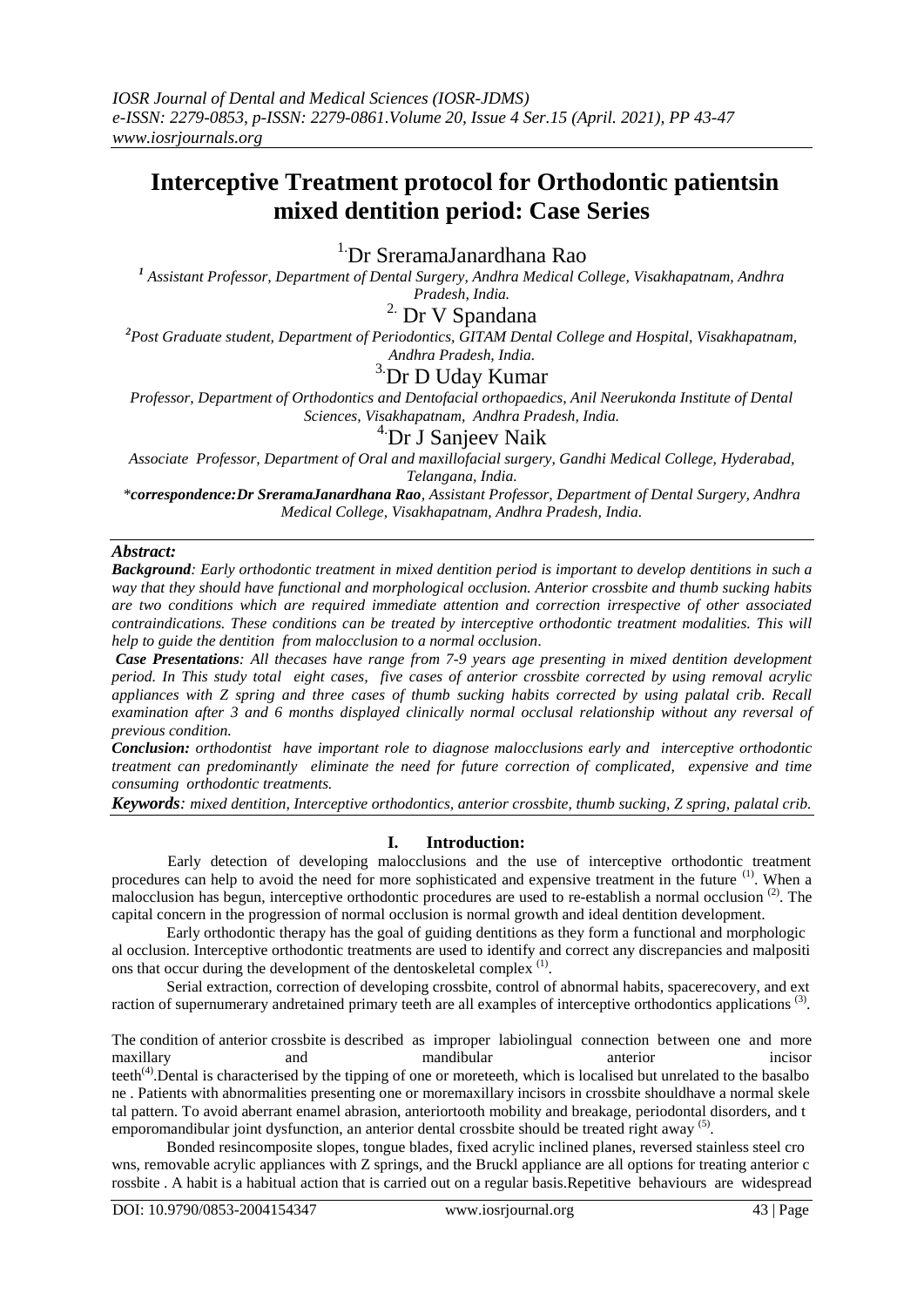# Interceptive Treatment protocol for Orthodontic patientsin mixed dentition period: Case Series

[1.]Dr SreramaJanardhana Rao

[1] *Assistant Professor, Department of Dental Surgery, Andhra Medical College, Visakhapatnam, Andhra Pradesh, India.*

[2.] Dr V Spandana

[2] *Post Graduate student, Department of Periodontics, GITAM Dental College and Hospital, Visakhapatnam, Andhra Pradesh, India.*

[3.]Dr D Uday Kumar

*Professor, Department of Orthodontics and Dentofacial orthopaedics, Anil Neerukonda Institute of Dental Sciences, Visakhapatnam, Andhra Pradesh, India.*

[4.]Dr J Sanjeev Naik

*Associate Professor, Department of Oral and maxillofacial surgery, Gandhi Medical College, Hyderabad, Telangana, India.*

*\*correspondence:Dr SreramaJanardhana Rao, Assistant Professor, Department of Dental Surgery, Andhra Medical College, Visakhapatnam, Andhra Pradesh, India.*

---

***Abstract:***

***Background****: Early orthodontic treatment in mixed dentition period is important to develop dentitions in such a way that they should have functional and morphological occlusion. Anterior crossbite and thumb sucking habits are two conditions which are required immediate attention and correction irrespective of other associated contraindications. These conditions can be treated by interceptive orthodontic treatment modalities. This will help to guide the dentition from malocclusion to a normal occlusion.*

***Case Presentations****: All thecases have range from 7-9 years age presenting in mixed dentition development period. In This study total eight cases, five cases of anterior crossbite corrected by using removal acrylic appliances with Z spring and three cases of thumb sucking habits corrected by using palatal crib. Recall examination after 3 and 6 months displayed clinically normal occlusal relationship without any reversal of previous condition.*

***Conclusion:*** *orthodontist have important role to diagnose malocclusions early and interceptive orthodontic treatment can predominantly eliminate the need for future correction of complicated, expensive and time consuming orthodontic treatments.*

***Keywords****: mixed dentition, Interceptive orthodontics, anterior crossbite, thumb sucking, Z spring, palatal crib.*

---

## I. Introduction:

Early detection of developing malocclusions and the use of interceptive orthodontic treatment procedures can help to avoid the need for more sophisticated and expensive treatment in the future [(1)]. When a malocclusion has begun, interceptive orthodontic procedures are used to re-establish a normal occlusion [(2)]. The capital concern in the progression of normal occlusion is normal growth and ideal dentition development.

Early orthodontic therapy has the goal of guiding dentitions as they form a functional and morphologic al occlusion. Interceptive orthodontic treatments are used to identify and correct any discrepancies and malpositi ons that occur during the development of the dentoskeletal complex [(1)].

Serial extraction, correction of developing crossbite, control of abnormal habits, spacerecovery, and ext raction of supernumerary andretained primary teeth are all examples of interceptive orthodontics applications [(3)].

The condition of anterior crossbite is described as improper labiolingual connection between one and more maxillary and mandibular anterior incisor teeth[(4)].Dental is characterised by the tipping of one or moreteeth, which is localised but unrelated to the basalbo ne . Patients with abnormalities presenting one or moremaxillary incisors in crossbite shouldhave a normal skele tal pattern. To avoid aberrant enamel abrasion, anteriortooth mobility and breakage, periodontal disorders, and t emporomandibular joint dysfunction, an anterior dental crossbite should be treated right away [(5)].

Bonded resincomposite slopes, tongue blades, fixed acrylic inclined planes, reversed stainless steel cro wns, removable acrylic appliances with Z springs, and the Bruckl appliance are all options for treating anterior c rossbite . A habit is a habitual action that is carried out on a regular basis.Repetitive behaviours are widespread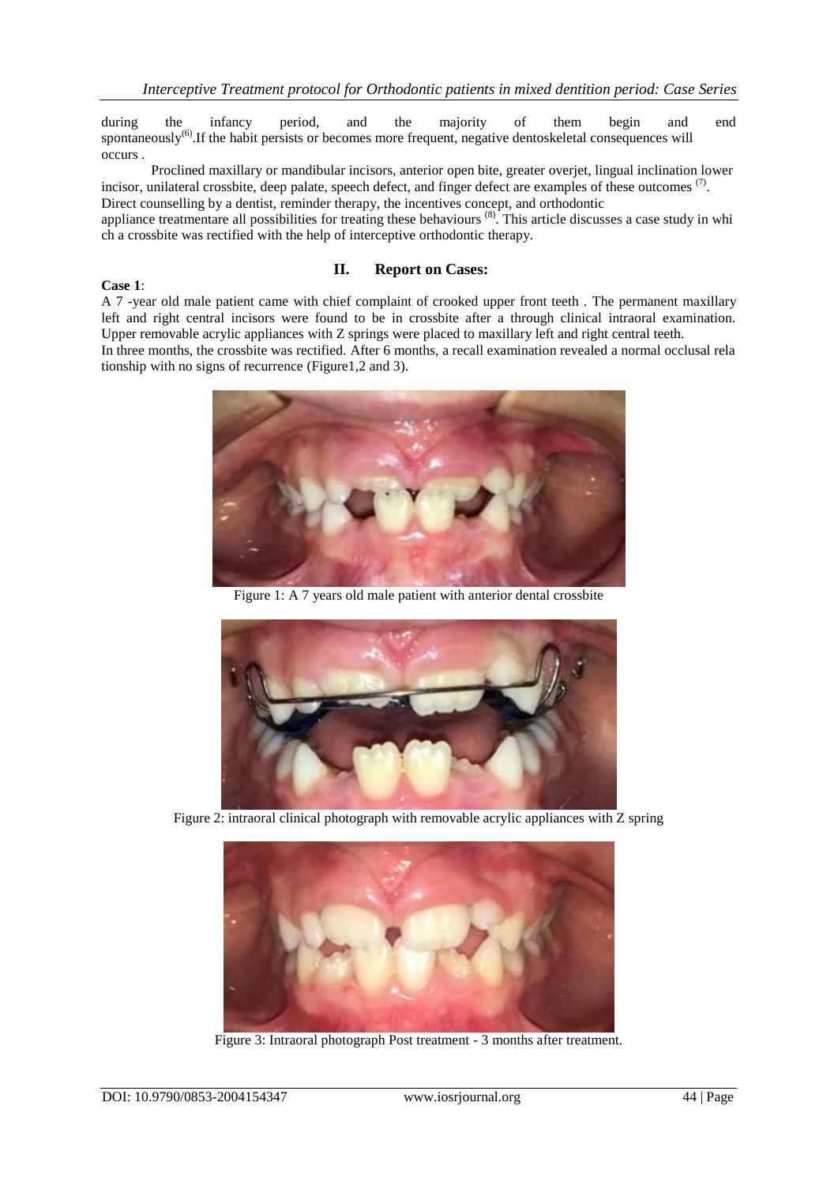during the infancy period, and the majority of them begin and end spontaneously[6].If the habit persists or becomes more frequent, negative dentoskeletal consequences will occurs .

Proclined maxillary or mandibular incisors, anterior open bite, greater overjet, lingual inclination lower incisor, unilateral crossbite, deep palate, speech defect, and finger defect are examples of these outcomes [7]. Direct counselling by a dentist, reminder therapy, the incentives concept, and orthodontic appliance treatmentare all possibilities for treating these behaviours [8]. This article discusses a case study in which a crossbite was rectified with the help of interceptive orthodontic therapy.

## II. Report on Cases:

**Case 1**:

A 7 -year old male patient came with chief complaint of crooked upper front teeth . The permanent maxillary left and right central incisors were found to be in crossbite after a through clinical intraoral examination. Upper removable acrylic appliances with Z springs were placed to maxillary left and right central teeth.

In three months, the crossbite was rectified. After 6 months, a recall examination revealed a normal occlusal relationship with no signs of recurrence (Figure1,2 and 3).

Figure 1: A 7 years old male patient with anterior dental crossbite

Figure 2: intraoral clinical photograph with removable acrylic appliances with Z spring

Figure 3: Intraoral photograph Post treatment - 3 months after treatment.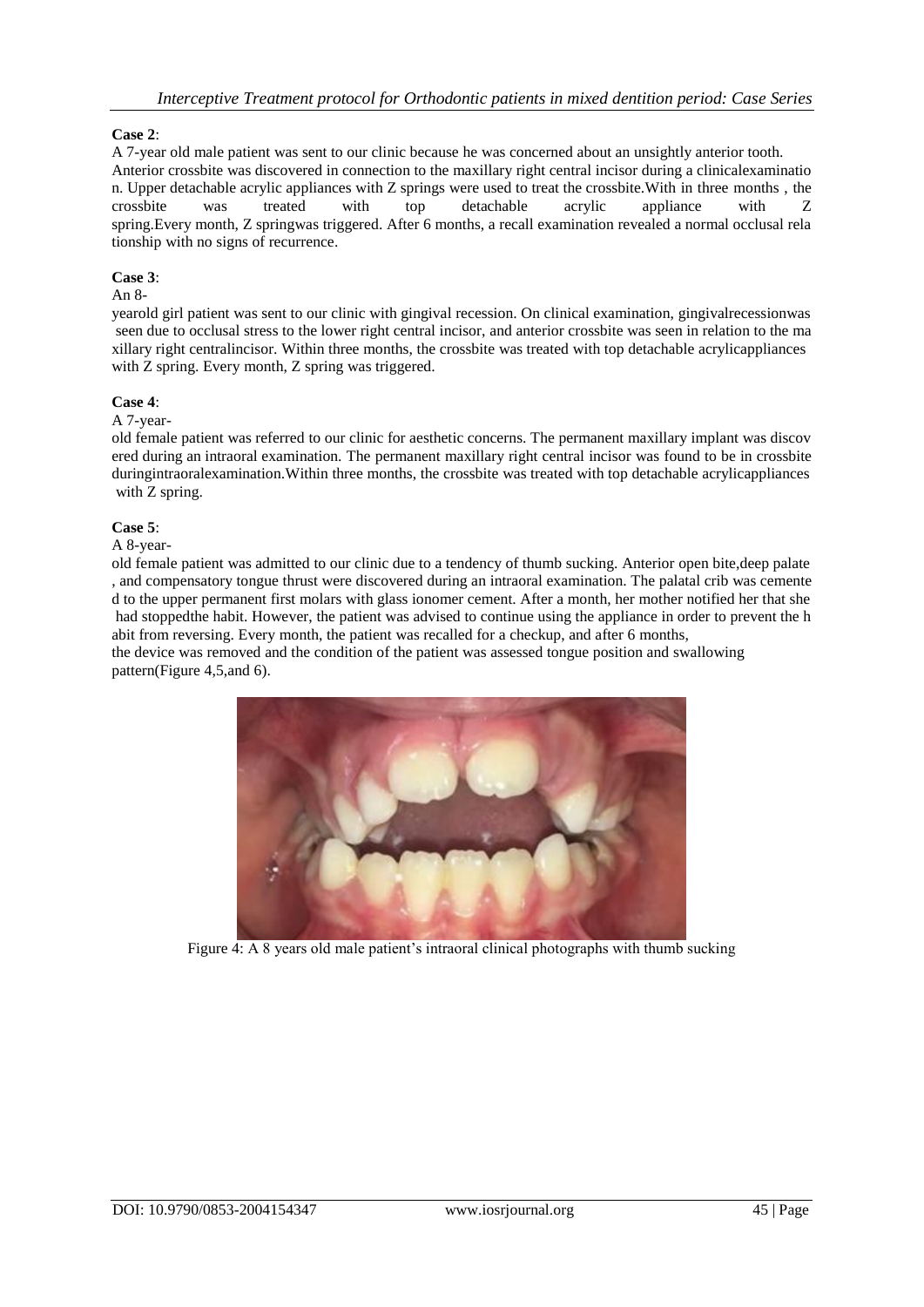**Case 2**:

A 7-year old male patient was sent to our clinic because he was concerned about an unsightly anterior tooth. Anterior crossbite was discovered in connection to the maxillary right central incisor during a clinicalexamination. Upper detachable acrylic appliances with Z springs were used to treat the crossbite.With in three months , the crossbite was treated with top detachable acrylic appliance with Z spring.Every month, Z springwas triggered. After 6 months, a recall examination revealed a normal occlusal relationship with no signs of recurrence.

**Case 3**:

An 8-yearold girl patient was sent to our clinic with gingival recession. On clinical examination, gingivalrecessionwas seen due to occlusal stress to the lower right central incisor, and anterior crossbite was seen in relation to the maxillary right centralincisor. Within three months, the crossbite was treated with top detachable acrylicappliances with Z spring. Every month, Z spring was triggered.

**Case 4**:

A 7-year-old female patient was referred to our clinic for aesthetic concerns. The permanent maxillary implant was discovered during an intraoral examination. The permanent maxillary right central incisor was found to be in crossbite duringintraoralexamination.Within three months, the crossbite was treated with top detachable acrylicappliances with Z spring.

**Case 5**:

A 8-year-old female patient was admitted to our clinic due to a tendency of thumb sucking. Anterior open bite,deep palate , and compensatory tongue thrust were discovered during an intraoral examination. The palatal crib was cemented to the upper permanent first molars with glass ionomer cement. After a month, her mother notified her that she had stoppedthe habit. However, the patient was advised to continue using the appliance in order to prevent the habit from reversing. Every month, the patient was recalled for a checkup, and after 6 months, the device was removed and the condition of the patient was assessed tongue position and swallowing pattern(Figure 4,5,and 6).

Figure 4: A 8 years old male patient's intraoral clinical photographs with thumb sucking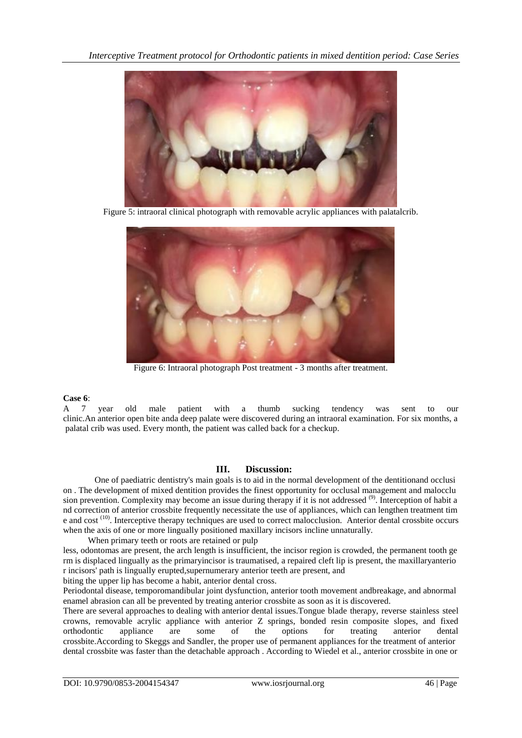Figure 5: intraoral clinical photograph with removable acrylic appliances with palatalcrib.

Figure 6: Intraoral photograph Post treatment - 3 months after treatment.

**Case 6**:
A 7 year old male patient with a thumb sucking tendency was sent to our clinic.An anterior open bite anda deep palate were discovered during an intraoral examination. For six months, a palatal crib was used. Every month, the patient was called back for a checkup.

## III. Discussion:

One of paediatric dentistry's main goals is to aid in the normal development of the dentitionand occlusi on . The development of mixed dentition provides the finest opportunity for occlusal management and malocclu sion prevention. Complexity may become an issue during therapy if it is not addressed [9]. Interception of habit a nd correction of anterior crossbite frequently necessitate the use of appliances, which can lengthen treatment tim e and cost [10]. Interceptive therapy techniques are used to correct malocclusion. Anterior dental crossbite occurs when the axis of one or more lingually positioned maxillary incisors incline unnaturally.

When primary teeth or roots are retained or pulp less, odontomas are present, the arch length is insufficient, the incisor region is crowded, the permanent tooth ge rm is displaced lingually as the primaryincisor is traumatised, a repaired cleft lip is present, the maxillaryanterio r incisors' path is lingually erupted,supernumerary anterior teeth are present, and biting the upper lip has become a habit, anterior dental cross.

Periodontal disease, temporomandibular joint dysfunction, anterior tooth movement andbreakage, and abnormal enamel abrasion can all be prevented by treating anterior crossbite as soon as it is discovered.

There are several approaches to dealing with anterior dental issues.Tongue blade therapy, reverse stainless steel crowns, removable acrylic appliance with anterior Z springs, bonded resin composite slopes, and fixed orthodontic appliance are some of the options for treating anterior dental crossbite.According to Skeggs and Sandler, the proper use of permanent appliances for the treatment of anterior dental crossbite was faster than the detachable approach . According to Wiedel et al., anterior crossbite in one or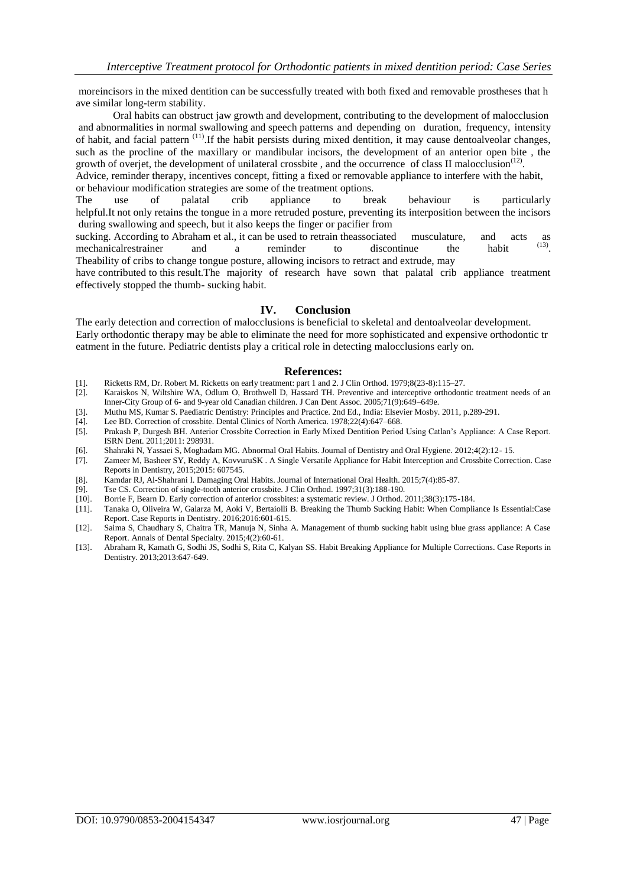moreincisors in the mixed dentition can be successfully treated with both fixed and removable prostheses that h ave similar long-term stability.

Oral habits can obstruct jaw growth and development, contributing to the development of malocclusion and abnormalities in normal swallowing and speech patterns and depending on duration, frequency, intensity of habit, and facial pattern [11].If the habit persists during mixed dentition, it may cause dentoalveolar changes, such as the procline of the maxillary or mandibular incisors, the development of an anterior open bite , the growth of overjet, the development of unilateral crossbite , and the occurrence of class II malocclusion[12].

Advice, reminder therapy, incentives concept, fitting a fixed or removable appliance to interfere with the habit, or behaviour modification strategies are some of the treatment options.

The use of palatal crib appliance to break behaviour is particularly helpful.It not only retains the tongue in a more retruded posture, preventing its interposition between the incisors during swallowing and speech, but it also keeps the finger or pacifier from sucking. According to Abraham et al., it can be used to retrain theassociated musculature, and acts as mechanicalrestrainer and a reminder to discontinue the habit [13]. Theability of cribs to change tongue posture, allowing incisors to retract and extrude, may have contributed to this result.The majority of research have sown that palatal crib appliance treatment effectively stopped the thumb- sucking habit.

## IV. Conclusion

The early detection and correction of malocclusions is beneficial to skeletal and dentoalveolar development. Early orthodontic therapy may be able to eliminate the need for more sophisticated and expensive orthodontic tr eatment in the future. Pediatric dentists play a critical role in detecting malocclusions early on.

## References:

[1]. Ricketts RM, Dr. Robert M. Ricketts on early treatment: part 1 and 2. J Clin Orthod. 1979;8(23-8):115–27.

[2]. Karaiskos N, Wiltshire WA, Odlum O, Brothwell D, Hassard TH. Preventive and interceptive orthodontic treatment needs of an Inner-City Group of 6- and 9-year old Canadian children. J Can Dent Assoc. 2005;71(9):649–649e.

[3]. Muthu MS, Kumar S. Paediatric Dentistry: Principles and Practice. 2nd Ed., India: Elsevier Mosby. 2011, p.289-291.

[4]. Lee BD. Correction of crossbite. Dental Clinics of North America. 1978;22(4):647–668.

[5]. Prakash P, Durgesh BH. Anterior Crossbite Correction in Early Mixed Dentition Period Using Catlan's Appliance: A Case Report. ISRN Dent. 2011;2011: 298931.

[6]. Shahraki N, Yassaei S, Moghadam MG. Abnormal Oral Habits. Journal of Dentistry and Oral Hygiene. 2012;4(2):12- 15.

[7]. Zameer M, Basheer SY, Reddy A, KovvuruSK . A Single Versatile Appliance for Habit Interception and Crossbite Correction. Case Reports in Dentistry, 2015;2015: 607545.

[8]. Kamdar RJ, Al-Shahrani I. Damaging Oral Habits. Journal of International Oral Health. 2015;7(4):85-87.

[9]. Tse CS. Correction of single-tooth anterior crossbite. J Clin Orthod. 1997;31(3):188-190.

[10]. Borrie F, Bearn D. Early correction of anterior crossbites: a systematic review. J Orthod. 2011;38(3):175-184.

[11]. Tanaka O, Oliveira W, Galarza M, Aoki V, Bertaiolli B. Breaking the Thumb Sucking Habit: When Compliance Is Essential:Case Report. Case Reports in Dentistry. 2016;2016:601-615.

[12]. Saima S, Chaudhary S, Chaitra TR, Manuja N, Sinha A. Management of thumb sucking habit using blue grass appliance: A Case Report. Annals of Dental Specialty. 2015;4(2):60-61.

[13]. Abraham R, Kamath G, Sodhi JS, Sodhi S, Rita C, Kalyan SS. Habit Breaking Appliance for Multiple Corrections. Case Reports in Dentistry. 2013;2013:647-649.